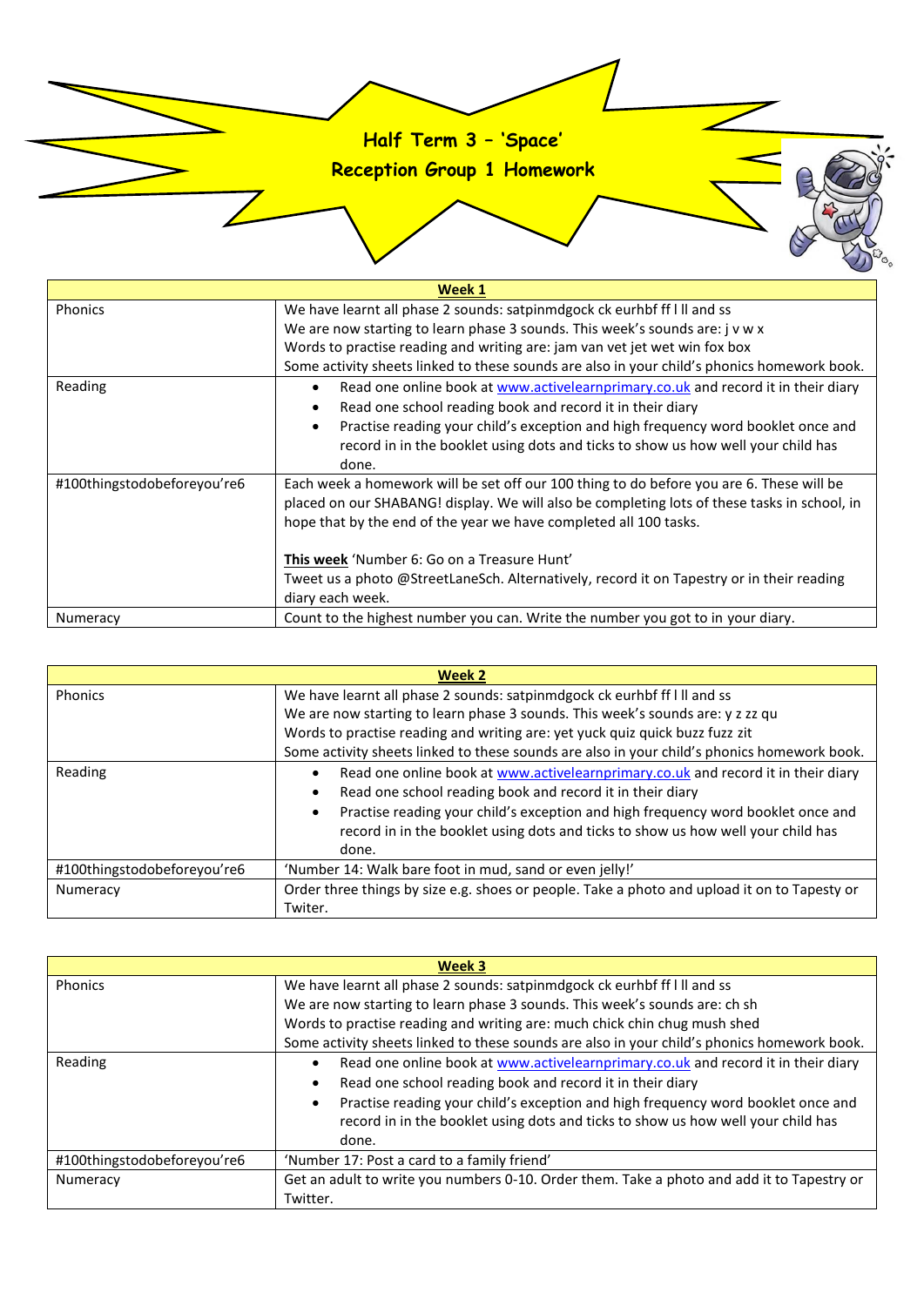# Half Term 3 – 'Space'
## Reception Group 1 Homework

| **Week 1** | |
|---|---|
| Phonics | We have learnt all phase 2 sounds: satpinmdgock ck eurhbf ff l ll and ss<br>We are now starting to learn phase 3 sounds. This week's sounds are: j v w x<br>Words to practise reading and writing are: jam van vet jet wet win fox box<br>Some activity sheets linked to these sounds are also in your child's phonics homework book. |
| Reading | • Read one online book at www.activelearnprimary.co.uk and record it in their diary<br>• Read one school reading book and record it in their diary<br>• Practise reading your child's exception and high frequency word booklet once and record in in the booklet using dots and ticks to show us how well your child has done. |
| #100thingstodobeforeyou're6 | Each week a homework will be set off our 100 thing to do before you are 6. These will be placed on our SHABANG! display. We will also be completing lots of these tasks in school, in hope that by the end of the year we have completed all 100 tasks.<br><br>**This week** 'Number 6: Go on a Treasure Hunt'<br>Tweet us a photo @StreetLaneSch. Alternatively, record it on Tapestry or in their reading diary each week. |
| Numeracy | Count to the highest number you can. Write the number you got to in your diary. |

| **Week 2** | |
|---|---|
| Phonics | We have learnt all phase 2 sounds: satpinmdgock ck eurhbf ff l ll and ss<br>We are now starting to learn phase 3 sounds. This week's sounds are: y z zz qu<br>Words to practise reading and writing are: yet yuck quiz quick buzz fuzz zit<br>Some activity sheets linked to these sounds are also in your child's phonics homework book. |
| Reading | • Read one online book at www.activelearnprimary.co.uk and record it in their diary<br>• Read one school reading book and record it in their diary<br>• Practise reading your child's exception and high frequency word booklet once and record in in the booklet using dots and ticks to show us how well your child has done. |
| #100thingstodobeforeyou're6 | 'Number 14: Walk bare foot in mud, sand or even jelly!' |
| Numeracy | Order three things by size e.g. shoes or people. Take a photo and upload it on to Tapesty or Twiter. |

| **Week 3** | |
|---|---|
| Phonics | We have learnt all phase 2 sounds: satpinmdgock ck eurhbf ff l ll and ss<br>We are now starting to learn phase 3 sounds. This week's sounds are: ch sh<br>Words to practise reading and writing are: much chick chin chug mush shed<br>Some activity sheets linked to these sounds are also in your child's phonics homework book. |
| Reading | • Read one online book at www.activelearnprimary.co.uk and record it in their diary<br>• Read one school reading book and record it in their diary<br>• Practise reading your child's exception and high frequency word booklet once and record in in the booklet using dots and ticks to show us how well your child has done. |
| #100thingstodobeforeyou're6 | 'Number 17: Post a card to a family friend' |
| Numeracy | Get an adult to write you numbers 0-10. Order them. Take a photo and add it to Tapestry or Twitter. |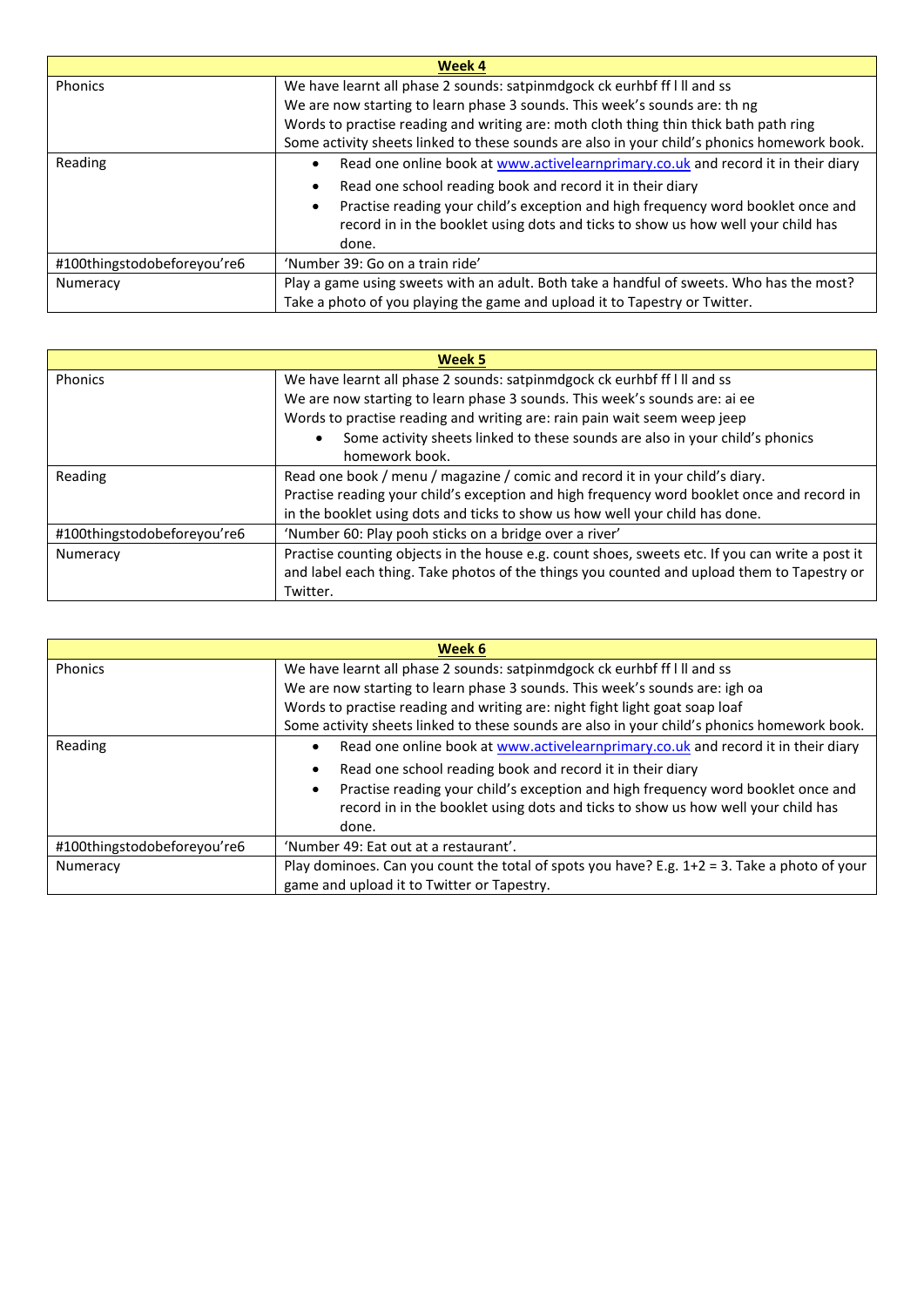| **Week 4** | |
|---|---|
| Phonics | We have learnt all phase 2 sounds: satpinmdgock ck eurhbf ff l ll and ss<br>We are now starting to learn phase 3 sounds. This week's sounds are: th ng<br>Words to practise reading and writing are: moth cloth thing thin thick bath path ring<br>Some activity sheets linked to these sounds are also in your child's phonics homework book. |
| Reading | • Read one online book at www.activelearnprimary.co.uk and record it in their diary<br>• Read one school reading book and record it in their diary<br>• Practise reading your child's exception and high frequency word booklet once and record in in the booklet using dots and ticks to show us how well your child has done. |
| #100thingstodobeforeyou're6 | 'Number 39: Go on a train ride' |
| Numeracy | Play a game using sweets with an adult. Both take a handful of sweets. Who has the most? Take a photo of you playing the game and upload it to Tapestry or Twitter. |

| **Week 5** | |
|---|---|
| Phonics | We have learnt all phase 2 sounds: satpinmdgock ck eurhbf ff l ll and ss<br>We are now starting to learn phase 3 sounds. This week's sounds are: ai ee<br>Words to practise reading and writing are: rain pain wait seem weep jeep<br>• Some activity sheets linked to these sounds are also in your child's phonics homework book. |
| Reading | Read one book / menu / magazine / comic and record it in your child's diary.<br>Practise reading your child's exception and high frequency word booklet once and record in in the booklet using dots and ticks to show us how well your child has done. |
| #100thingstodobeforeyou're6 | 'Number 60: Play pooh sticks on a bridge over a river' |
| Numeracy | Practise counting objects in the house e.g. count shoes, sweets etc. If you can write a post it and label each thing. Take photos of the things you counted and upload them to Tapestry or Twitter. |

| **Week 6** | |
|---|---|
| Phonics | We have learnt all phase 2 sounds: satpinmdgock ck eurhbf ff l ll and ss<br>We are now starting to learn phase 3 sounds. This week's sounds are: igh oa<br>Words to practise reading and writing are: night fight light goat soap loaf<br>Some activity sheets linked to these sounds are also in your child's phonics homework book. |
| Reading | • Read one online book at www.activelearnprimary.co.uk and record it in their diary<br>• Read one school reading book and record it in their diary<br>• Practise reading your child's exception and high frequency word booklet once and record in in the booklet using dots and ticks to show us how well your child has done. |
| #100thingstodobeforeyou're6 | 'Number 49: Eat out at a restaurant'. |
| Numeracy | Play dominoes. Can you count the total of spots you have? E.g. 1+2 = 3. Take a photo of your game and upload it to Twitter or Tapestry. |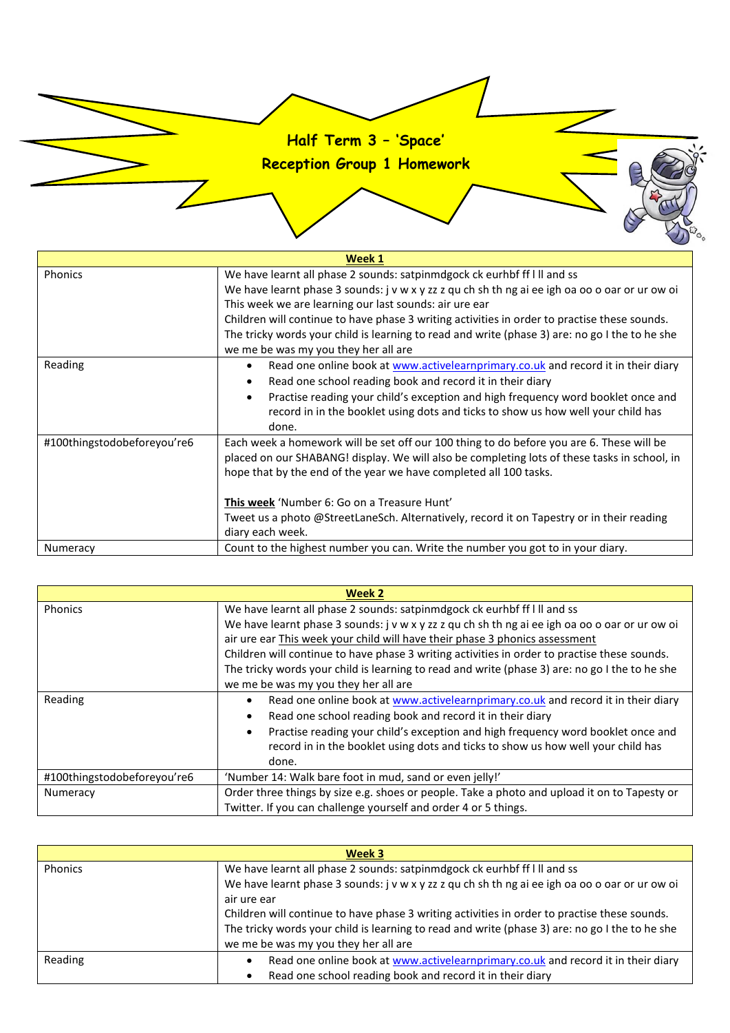# Half Term 3 – 'Space'
## Reception Group 1 Homework

| Week 1 | |
|---|---|
| Phonics | We have learnt all phase 2 sounds: satpinmdgock ck eurhbf ff l ll and ss<br>We have learnt phase 3 sounds: j v w x y zz z qu ch sh th ng ai ee igh oa oo o oar or ur ow oi<br>This week we are learning our last sounds: air ure ear<br>Children will continue to have phase 3 writing activities in order to practise these sounds.<br>The tricky words your child is learning to read and write (phase 3) are: no go I the to he she we me be was my you they her all are |
| Reading | • Read one online book at www.activelearnprimary.co.uk and record it in their diary<br>• Read one school reading book and record it in their diary<br>• Practise reading your child's exception and high frequency word booklet once and record in in the booklet using dots and ticks to show us how well your child has done. |
| #100thingstodobeforeyou're6 | Each week a homework will be set off our 100 thing to do before you are 6. These will be placed on our SHABANG! display. We will also be completing lots of these tasks in school, in hope that by the end of the year we have completed all 100 tasks.<br><br>**This week** 'Number 6: Go on a Treasure Hunt'<br>Tweet us a photo @StreetLaneSch. Alternatively, record it on Tapestry or in their reading diary each week. |
| Numeracy | Count to the highest number you can. Write the number you got to in your diary. |

| Week 2 | |
|---|---|
| Phonics | We have learnt all phase 2 sounds: satpinmdgock ck eurhbf ff l ll and ss<br>We have learnt phase 3 sounds: j v w x y zz z qu ch sh th ng ai ee igh oa oo o oar or ur ow oi air ure ear This week your child will have their phase 3 phonics assessment<br>Children will continue to have phase 3 writing activities in order to practise these sounds.<br>The tricky words your child is learning to read and write (phase 3) are: no go I the to he she we me be was my you they her all are |
| Reading | • Read one online book at www.activelearnprimary.co.uk and record it in their diary<br>• Read one school reading book and record it in their diary<br>• Practise reading your child's exception and high frequency word booklet once and record in in the booklet using dots and ticks to show us how well your child has done. |
| #100thingstodobeforeyou're6 | 'Number 14: Walk bare foot in mud, sand or even jelly!' |
| Numeracy | Order three things by size e.g. shoes or people. Take a photo and upload it on to Tapesty or Twitter. If you can challenge yourself and order 4 or 5 things. |

| Week 3 | |
|---|---|
| Phonics | We have learnt all phase 2 sounds: satpinmdgock ck eurhbf ff l ll and ss<br>We have learnt phase 3 sounds: j v w x y zz z qu ch sh th ng ai ee igh oa oo o oar or ur ow oi air ure ear<br>Children will continue to have phase 3 writing activities in order to practise these sounds.<br>The tricky words your child is learning to read and write (phase 3) are: no go I the to he she we me be was my you they her all are |
| Reading | • Read one online book at www.activelearnprimary.co.uk and record it in their diary<br>• Read one school reading book and record it in their diary |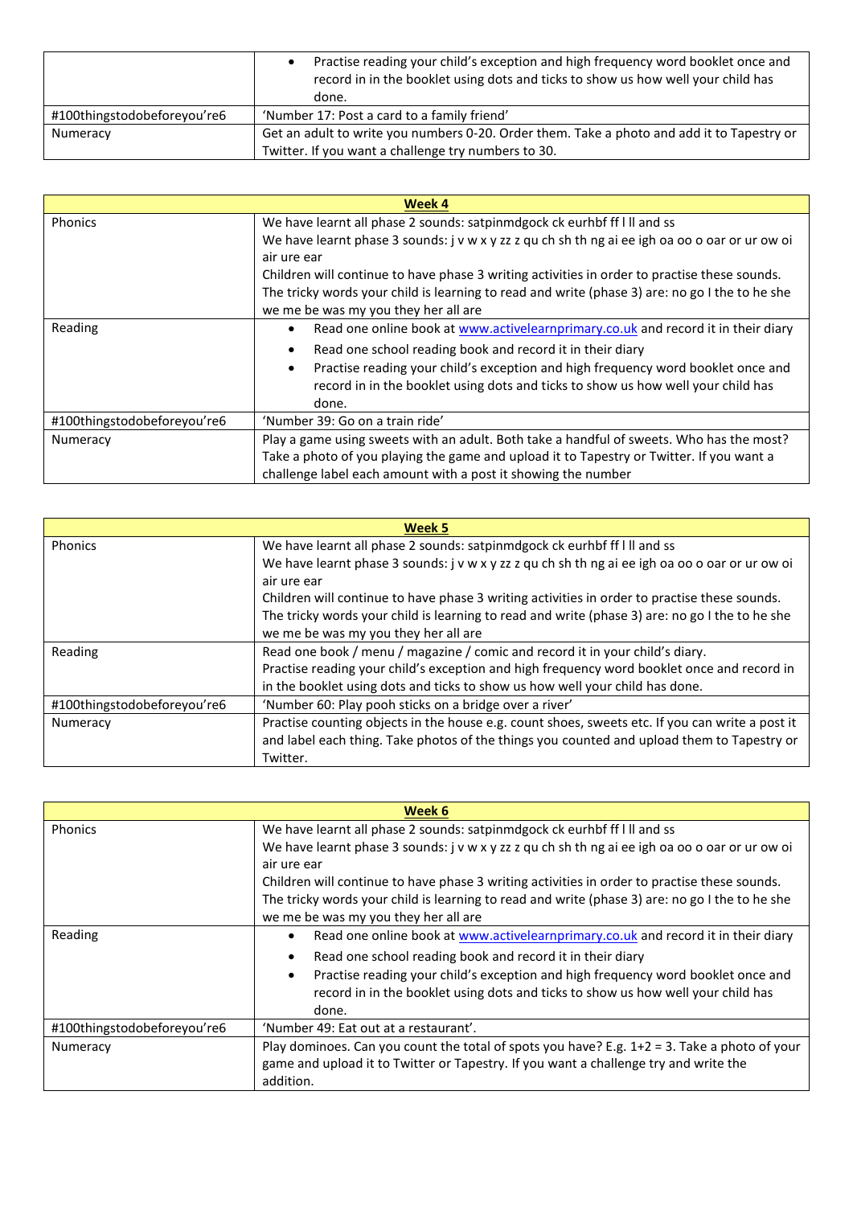| | |
|---|---|
| | • Practise reading your child's exception and high frequency word booklet once and record in in the booklet using dots and ticks to show us how well your child has done. |
| #100thingstodobeforeyou're6 | 'Number 17: Post a card to a family friend' |
| Numeracy | Get an adult to write you numbers 0-20. Order them. Take a photo and add it to Tapestry or Twitter. If you want a challenge try numbers to 30. |

| **Week 4** | |
|---|---|
| Phonics | We have learnt all phase 2 sounds: satpinmdgock ck eurhbf ff l ll and ss<br>We have learnt phase 3 sounds: j v w x y zz z qu ch sh th ng ai ee igh oa oo o oar or ur ow oi air ure ear<br>Children will continue to have phase 3 writing activities in order to practise these sounds.<br>The tricky words your child is learning to read and write (phase 3) are: no go I the to he she we me be was my you they her all are |
| Reading | • Read one online book at www.activelearnprimary.co.uk and record it in their diary<br>• Read one school reading book and record it in their diary<br>• Practise reading your child's exception and high frequency word booklet once and record in in the booklet using dots and ticks to show us how well your child has done. |
| #100thingstodobeforeyou're6 | 'Number 39: Go on a train ride' |
| Numeracy | Play a game using sweets with an adult. Both take a handful of sweets. Who has the most? Take a photo of you playing the game and upload it to Tapestry or Twitter. If you want a challenge label each amount with a post it showing the number |

| **Week 5** | |
|---|---|
| Phonics | We have learnt all phase 2 sounds: satpinmdgock ck eurhbf ff l ll and ss<br>We have learnt phase 3 sounds: j v w x y zz z qu ch sh th ng ai ee igh oa oo o oar or ur ow oi air ure ear<br>Children will continue to have phase 3 writing activities in order to practise these sounds.<br>The tricky words your child is learning to read and write (phase 3) are: no go I the to he she we me be was my you they her all are |
| Reading | Read one book / menu / magazine / comic and record it in your child's diary.<br>Practise reading your child's exception and high frequency word booklet once and record in in the booklet using dots and ticks to show us how well your child has done. |
| #100thingstodobeforeyou're6 | 'Number 60: Play pooh sticks on a bridge over a river' |
| Numeracy | Practise counting objects in the house e.g. count shoes, sweets etc. If you can write a post it and label each thing. Take photos of the things you counted and upload them to Tapestry or Twitter. |

| **Week 6** | |
|---|---|
| Phonics | We have learnt all phase 2 sounds: satpinmdgock ck eurhbf ff l ll and ss<br>We have learnt phase 3 sounds: j v w x y zz z qu ch sh th ng ai ee igh oa oo o oar or ur ow oi air ure ear<br>Children will continue to have phase 3 writing activities in order to practise these sounds.<br>The tricky words your child is learning to read and write (phase 3) are: no go I the to he she we me be was my you they her all are |
| Reading | • Read one online book at www.activelearnprimary.co.uk and record it in their diary<br>• Read one school reading book and record it in their diary<br>• Practise reading your child's exception and high frequency word booklet once and record in in the booklet using dots and ticks to show us how well your child has done. |
| #100thingstodobeforeyou're6 | 'Number 49: Eat out at a restaurant'. |
| Numeracy | Play dominoes. Can you count the total of spots you have? E.g. 1+2 = 3. Take a photo of your game and upload it to Twitter or Tapestry. If you want a challenge try and write the addition. |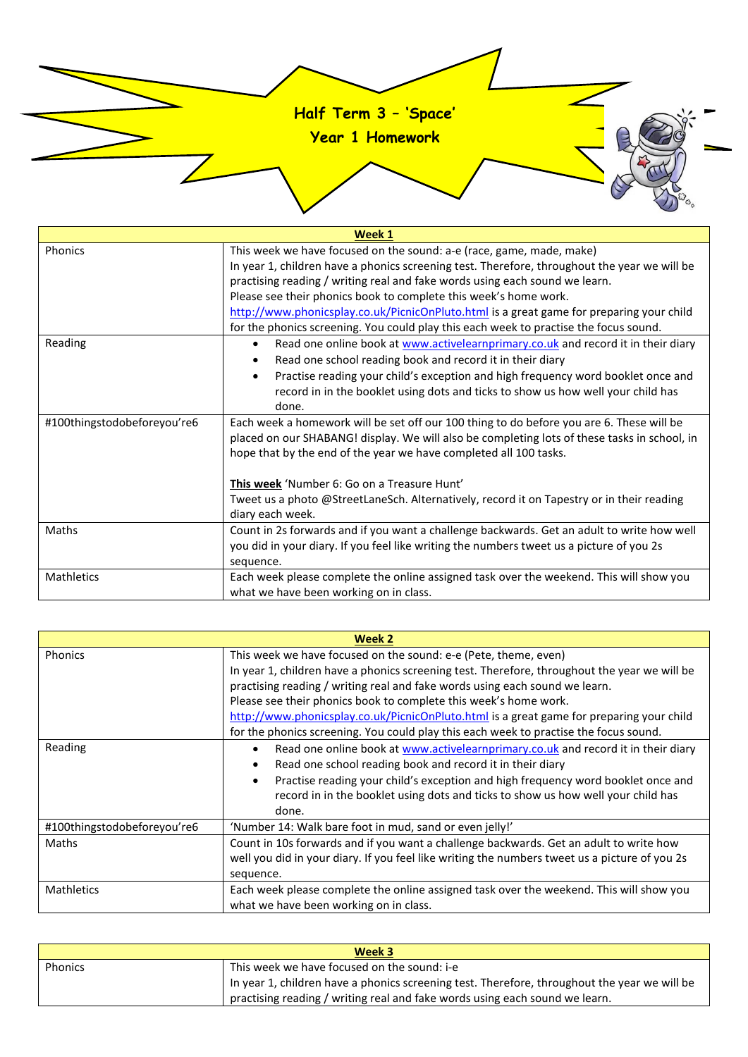# Half Term 3 – 'Space'
## Year 1 Homework

| **Week 1** | |
|---|---|
| Phonics | This week we have focused on the sound: a-e (race, game, made, make)<br>In year 1, children have a phonics screening test. Therefore, throughout the year we will be practising reading / writing real and fake words using each sound we learn.<br>Please see their phonics book to complete this week's home work.<br>http://www.phonicsplay.co.uk/PicnicOnPluto.html is a great game for preparing your child for the phonics screening. You could play this each week to practise the focus sound. |
| Reading | • Read one online book at www.activelearnprimary.co.uk and record it in their diary<br>• Read one school reading book and record it in their diary<br>• Practise reading your child's exception and high frequency word booklet once and record in in the booklet using dots and ticks to show us how well your child has done. |
| #100thingstodobeforeyou're6 | Each week a homework will be set off our 100 thing to do before you are 6. These will be placed on our SHABANG! display. We will also be completing lots of these tasks in school, in hope that by the end of the year we have completed all 100 tasks.<br><br>**This week** 'Number 6: Go on a Treasure Hunt'<br>Tweet us a photo @StreetLaneSch. Alternatively, record it on Tapestry or in their reading diary each week. |
| Maths | Count in 2s forwards and if you want a challenge backwards. Get an adult to write how well you did in your diary. If you feel like writing the numbers tweet us a picture of you 2s sequence. |
| Mathletics | Each week please complete the online assigned task over the weekend. This will show you what we have been working on in class. |

| **Week 2** | |
|---|---|
| Phonics | This week we have focused on the sound: e-e (Pete, theme, even)<br>In year 1, children have a phonics screening test. Therefore, throughout the year we will be practising reading / writing real and fake words using each sound we learn.<br>Please see their phonics book to complete this week's home work.<br>http://www.phonicsplay.co.uk/PicnicOnPluto.html is a great game for preparing your child for the phonics screening. You could play this each week to practise the focus sound. |
| Reading | • Read one online book at www.activelearnprimary.co.uk and record it in their diary<br>• Read one school reading book and record it in their diary<br>• Practise reading your child's exception and high frequency word booklet once and record in in the booklet using dots and ticks to show us how well your child has done. |
| #100thingstodobeforeyou're6 | 'Number 14: Walk bare foot in mud, sand or even jelly!' |
| Maths | Count in 10s forwards and if you want a challenge backwards. Get an adult to write how well you did in your diary. If you feel like writing the numbers tweet us a picture of you 2s sequence. |
| Mathletics | Each week please complete the online assigned task over the weekend. This will show you what we have been working on in class. |

| **Week 3** | |
|---|---|
| Phonics | This week we have focused on the sound: i-e<br>In year 1, children have a phonics screening test. Therefore, throughout the year we will be practising reading / writing real and fake words using each sound we learn. |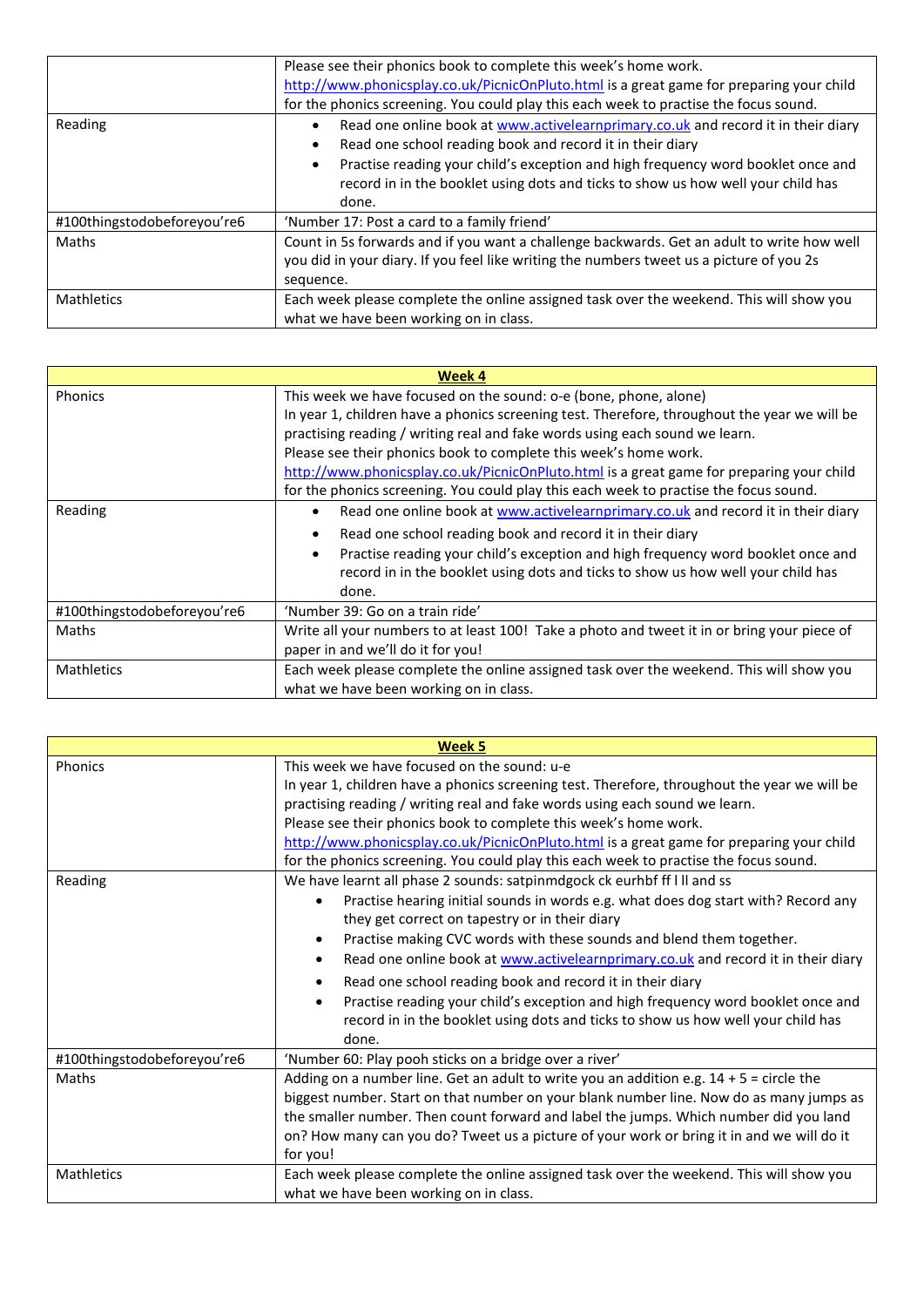| | |
|---|---|
| | Please see their phonics book to complete this week's home work.<br>http://www.phonicsplay.co.uk/PicnicOnPluto.html is a great game for preparing your child for the phonics screening. You could play this each week to practise the focus sound. |
| Reading | • Read one online book at www.activelearnprimary.co.uk and record it in their diary<br>• Read one school reading book and record it in their diary<br>• Practise reading your child's exception and high frequency word booklet once and record in in the booklet using dots and ticks to show us how well your child has done. |
| #100thingstodobeforeyou're6 | 'Number 17: Post a card to a family friend' |
| Maths | Count in 5s forwards and if you want a challenge backwards. Get an adult to write how well you did in your diary. If you feel like writing the numbers tweet us a picture of you 2s sequence. |
| Mathletics | Each week please complete the online assigned task over the weekend. This will show you what we have been working on in class. |

| **Week 4** | |
|---|---|
| Phonics | This week we have focused on the sound: o-e (bone, phone, alone)<br>In year 1, children have a phonics screening test. Therefore, throughout the year we will be practising reading / writing real and fake words using each sound we learn.<br>Please see their phonics book to complete this week's home work.<br>http://www.phonicsplay.co.uk/PicnicOnPluto.html is a great game for preparing your child for the phonics screening. You could play this each week to practise the focus sound. |
| Reading | • Read one online book at www.activelearnprimary.co.uk and record it in their diary<br>• Read one school reading book and record it in their diary<br>• Practise reading your child's exception and high frequency word booklet once and record in in the booklet using dots and ticks to show us how well your child has done. |
| #100thingstodobeforeyou're6 | 'Number 39: Go on a train ride' |
| Maths | Write all your numbers to at least 100! Take a photo and tweet it in or bring your piece of paper in and we'll do it for you! |
| Mathletics | Each week please complete the online assigned task over the weekend. This will show you what we have been working on in class. |

| **Week 5** | |
|---|---|
| Phonics | This week we have focused on the sound: u-e<br>In year 1, children have a phonics screening test. Therefore, throughout the year we will be practising reading / writing real and fake words using each sound we learn.<br>Please see their phonics book to complete this week's home work.<br>http://www.phonicsplay.co.uk/PicnicOnPluto.html is a great game for preparing your child for the phonics screening. You could play this each week to practise the focus sound. |
| Reading | We have learnt all phase 2 sounds: satpinmdgock ck eurhbf ff l ll and ss<br>• Practise hearing initial sounds in words e.g. what does dog start with? Record any they get correct on tapestry or in their diary<br>• Practise making CVC words with these sounds and blend them together.<br>• Read one online book at www.activelearnprimary.co.uk and record it in their diary<br>• Read one school reading book and record it in their diary<br>• Practise reading your child's exception and high frequency word booklet once and record in in the booklet using dots and ticks to show us how well your child has done. |
| #100thingstodobeforeyou're6 | 'Number 60: Play pooh sticks on a bridge over a river' |
| Maths | Adding on a number line. Get an adult to write you an addition e.g. 14 + 5 = circle the biggest number. Start on that number on your blank number line. Now do as many jumps as the smaller number. Then count forward and label the jumps. Which number did you land on? How many can you do? Tweet us a picture of your work or bring it in and we will do it for you! |
| Mathletics | Each week please complete the online assigned task over the weekend. This will show you what we have been working on in class. |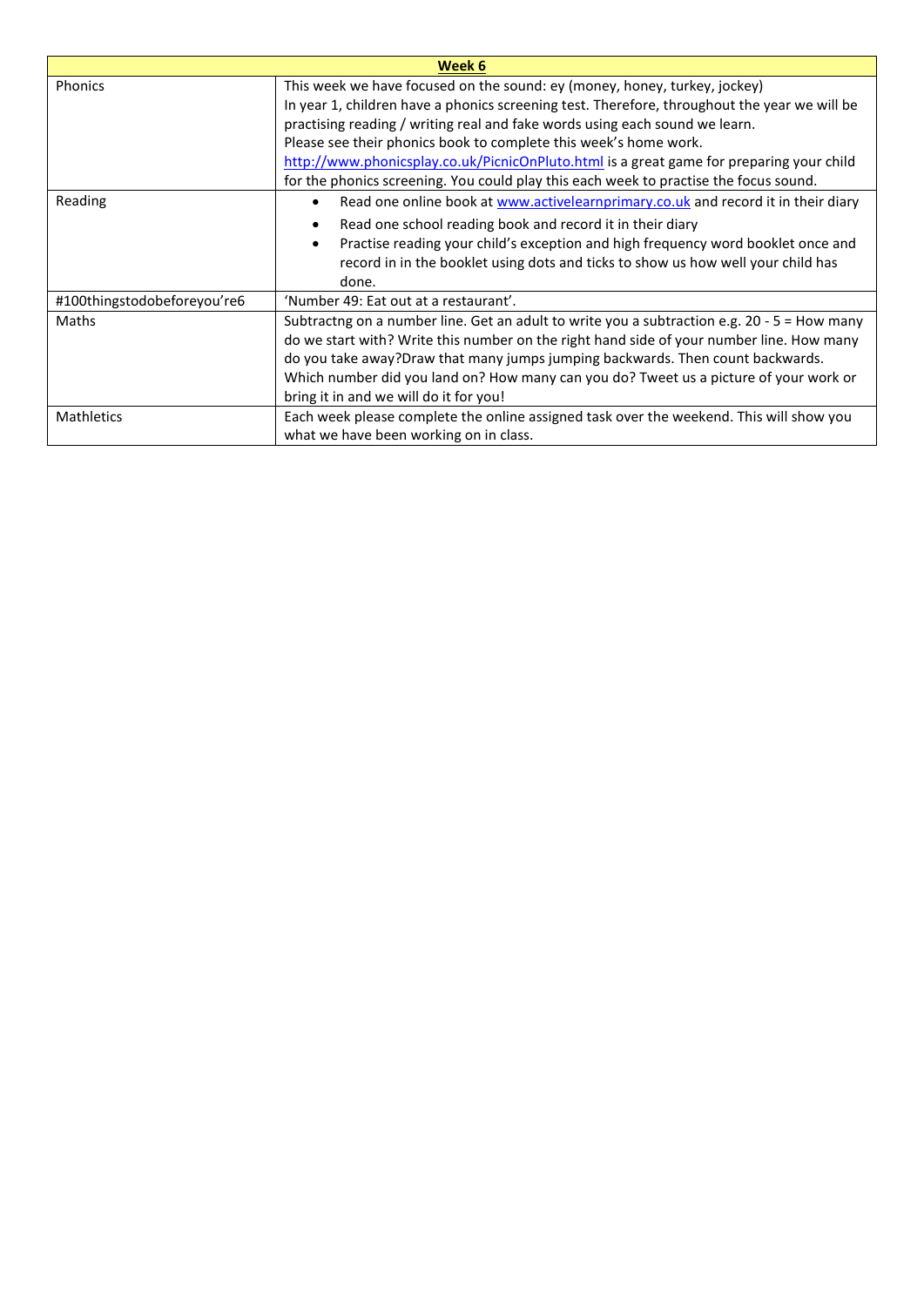| Week 6 | |
|---|---|
| Phonics | This week we have focused on the sound: ey (money, honey, turkey, jockey)<br>In year 1, children have a phonics screening test. Therefore, throughout the year we will be practising reading / writing real and fake words using each sound we learn.<br>Please see their phonics book to complete this week's home work.<br>[http://www.phonicsplay.co.uk/PicnicOnPluto.html](http://www.phonicsplay.co.uk/PicnicOnPluto.html) is a great game for preparing your child for the phonics screening. You could play this each week to practise the focus sound. |
| Reading | • Read one online book at [www.activelearnprimary.co.uk](http://www.activelearnprimary.co.uk) and record it in their diary<br>• Read one school reading book and record it in their diary<br>• Practise reading your child's exception and high frequency word booklet once and record in in the booklet using dots and ticks to show us how well your child has done. |
| #100thingstodobeforeyou're6 | 'Number 49: Eat out at a restaurant'. |
| Maths | Subtractng on a number line. Get an adult to write you a subtraction e.g. 20 - 5 = How many do we start with? Write this number on the right hand side of your number line. How many do you take away?Draw that many jumps jumping backwards. Then count backwards. Which number did you land on? How many can you do? Tweet us a picture of your work or bring it in and we will do it for you! |
| Mathletics | Each week please complete the online assigned task over the weekend. This will show you what we have been working on in class. |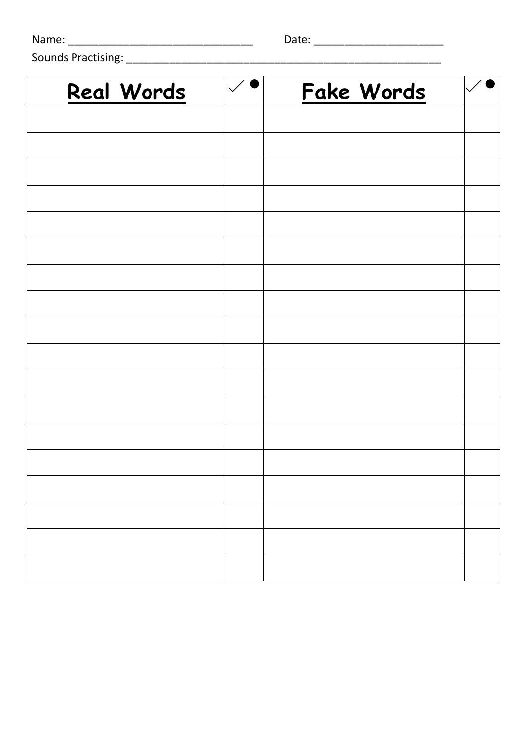Name: _______________________________ Date: _____________________

Sounds Practising: _____________________________________________________

| **Real Words** | ✓ ● | **Fake Words** | ✓ ● |
|---|---|---|---|
| | | | |
| | | | |
| | | | |
| | | | |
| | | | |
| | | | |
| | | | |
| | | | |
| | | | |
| | | | |
| | | | |
| | | | |
| | | | |
| | | | |
| | | | |
| | | | |
| | | | |
| | | | |